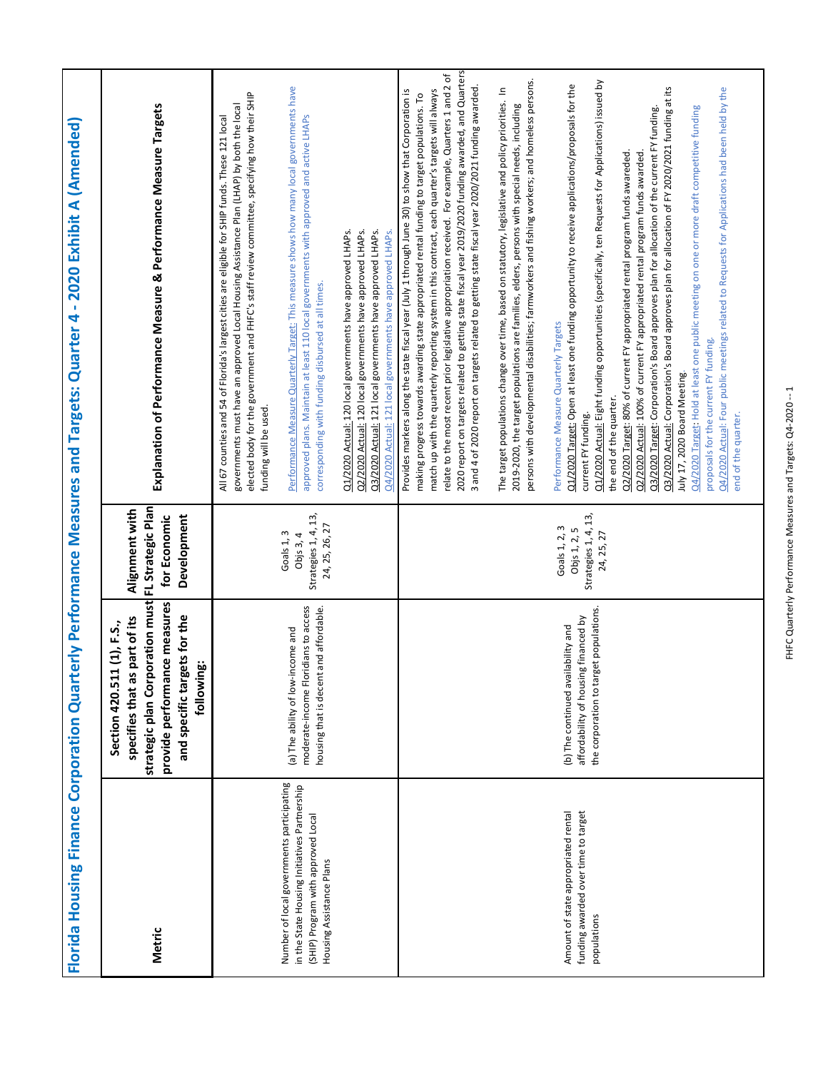# Florida Housing Finance Corporation Quarterly Performance Measures and Targets: Quarter 4 - 2020 Exhibit A (Amended)

| Metric | Section 420.511 (1), F.S., specifies that as part of its strategic plan Corporation must provide performance measures and specific targets for the following: | Alignment with FL Strategic Plan for Economic Development | Explanation of Performance Measure & Performance Measure Targets |
|---|---|---|---|
| Number of local governments participating in the State Housing Initiatives Partnership (SHIP) Program with approved Local Housing Assistance Plans | (a) The ability of low-income and moderate-income Floridians to access housing that is decent and affordable. | Goals 1, 3<br>Objs 3, 4<br>Strategies 1, 4, 13, 24, 25, 26, 27 | All 67 counties and 54 of Florida's largest cities are eligible for SHIP funds. These 121 local governments must have an approved Local Housing Assistance Plan (LHAP) by both the local elected body for the government and FHFC's staff review committee, specifying how their SHIP funding will be used.<br><br>Performance Measure Quarterly Target: This measure shows how many local governments have approved plans. Maintain at least 110 local governments with approved and active LHAPs corresponding with funding disbursed at all times.<br><br>Q1/2020 Actual: 120 local governments have approved LHAPs.<br>Q2/2020 Actual: 120 local governments have approved LHAPs.<br>Q3/2020 Actual: 121 local governments have approved LHAPs.<br>Q4/2020 Actual: 121 local governments have approved LHAPs. |
| Amount of state appropriated rental funding awarded over time to target populations | (b) The continued availability and affordability of housing financed by the corporation to target populations. | Goals 1, 2, 3<br>Objs 1, 2, 5<br>Strategies 1, 4, 13, 24, 25, 27 | Provides markers along the state fiscal year (July 1 through June 30) to show that Corporation is making progress towards awarding state appropriated rental funding to target populations. To match up with the quarterly reporting system in this contract, each quarter's targets will always relate to the most recent prior legislative appropriation received. For example, Quarters 1 and 2 of 2020 report on targets related to getting state fiscal year 2019/2020 funding awarded, and Quarters 3 and 4 of 2020 report on targets related to getting state fiscal year 2020/2021 funding awarded.<br><br>The target populations change over time, based on statutory, legislative and policy priorities. In 2019-2020, the target populations are families, elders, persons with special needs, including persons with developmental disabilities; farmworkers and fishing workers; and homeless persons.<br><br>Performance Measure Quarterly Targets<br>Q1/2020 Target: Open at least one funding opportunity to receive applications/proposals for the current FY funding.<br>Q1/2020 Actual: Eight funding opportunities (specifically, ten Requests for Applications) issued by the end of the quarter.<br>Q2/2020 Target: 80% of current FY appropriated rental program funds awarded.<br>Q2/2020 Actual: 100% of current FY appropriated rental program funds awarded.<br>Q3/2020 Target: Corporation's Board approves plan for allocation of the current FY funding.<br>Q3/2020 Actual: Corporation's Board approves plan for allocation of FY 2020/2021 funding at its July 17, 2020 Board Meeting.<br>Q4/2020 Target: Hold at least one public meeting on one or more draft competitive funding proposals for the current FY funding.<br>Q4/2020 Actual: Four public meetings related to Requests for Applications had been held by the end of the quarter. |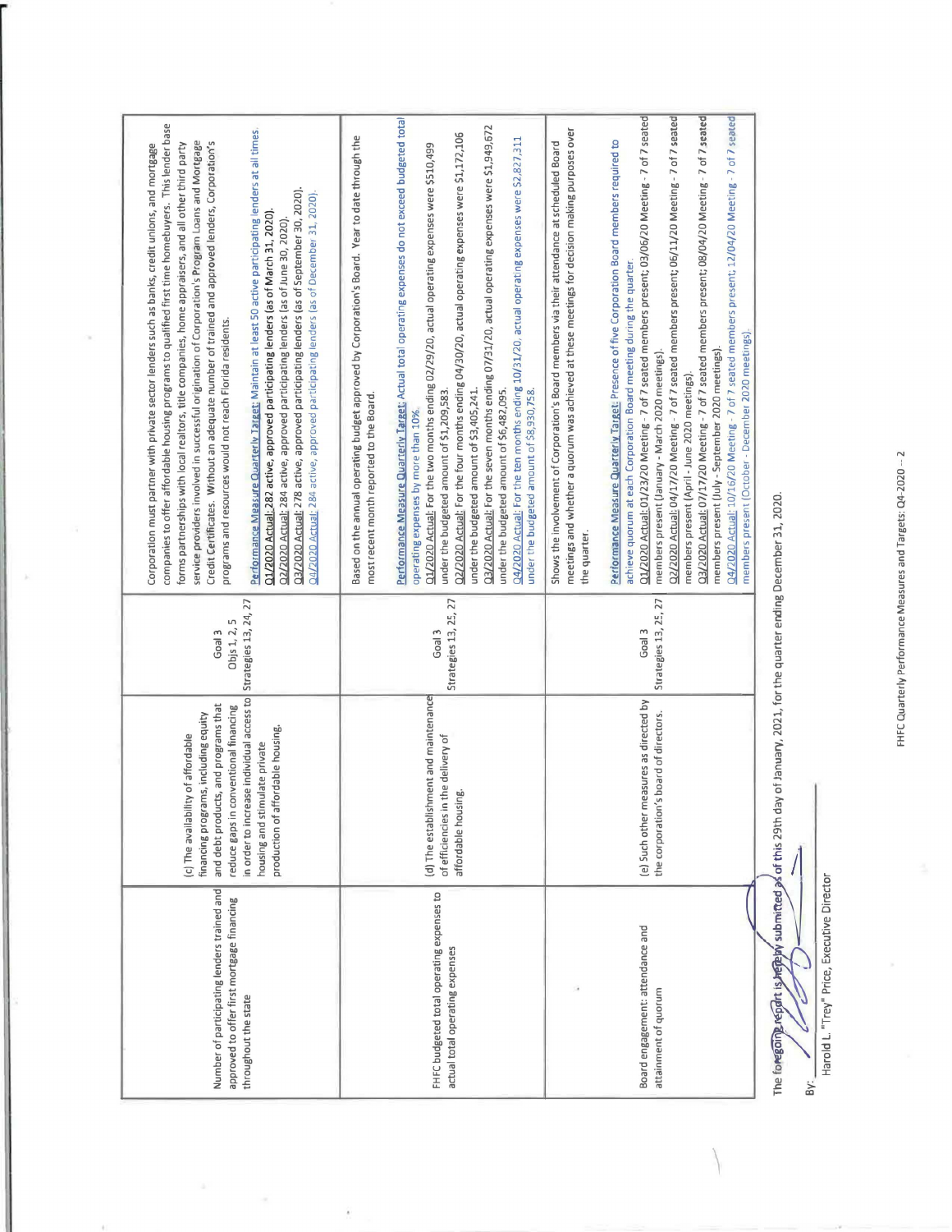| | | | |
|---|---|---|---|
| Number of participating lenders trained and approved to offer first mortgage financing throughout the state | (c) The availability of affordable financing programs, including equity and debt products, and programs that reduce gaps in conventional financing in order to increase individual access to housing and stimulate private production of affordable housing. | Goal 3 Objs 1, 2, 5 Strategies 13, 24, 27 | Corporation must partner with private sector lenders such as banks, credit unions, and mortgage companies to offer affordable housing programs to qualified first time homebuyers. This lender base forms partnerships with local realtors, title companies, home appraisers, and all other third party service providers involved in successful origination of Corporation's Program Loans and Mortgage Credit Certificates. Without an adequate number of trained and approved lenders, Corporation's programs and resources would not reach Florida residents.<br><br>Performance Measure Quarterly Target: Maintain at least 50 active participating lenders at all times.<br>Q1/2020 Actual: 282 active, approved participating lenders (as of March 31, 2020).<br>Q2/2020 Actual: 284 active, approved participating lenders (as of June 30, 2020).<br>Q3/2020 Actual: 278 active, approved participating lenders (as of September 30, 2020).<br>Q4/2020 Actual: 284 active, approved participating lenders (as of December 31, 2020). |
| FHFC budgeted total operating expenses to actual total operating expenses | (d) The establishment and maintenance of efficiencies in the delivery of affordable housing. | Goal 3 Strategies 13, 25, 27 | Based on the annual operating budget approved by Corporation's Board. Year to date through the most recent month reported to the Board.<br><br>Performance Measure Quarterly Target: Actual total operating expenses do not exceed budgeted total operating expenses by more than 10%.<br>Q1/2020 Actual: For the two months ending 02/29/20, actual operating expenses were $510,499 under the budgeted amount of $1,209,583.<br>Q2/2020 Actual: For the four months ending 04/30/20, actual operating expenses were $1,172,106 under the budgeted amount of $3,405,241.<br>Q3/2020 Actual: For the seven months ending 07/31/20, actual operating expenses were $1,949,672 under the budgeted amount of $6,482,095.<br>Q4/2020 Actual: For the ten months ending 10/31/20, actual operating expenses were $2,827,311 under the budgeted amount of $8,930,758. |
| Board engagement: attendance and attainment of quorum | (e) Such other measures as directed by the corporation's board of directors. | Goal 3 Strategies 13, 25, 27 | Shows the involvement of Corporation's Board members via their attendance at scheduled Board meetings and whether a quorum was achieved at these meetings for decision making purposes over the quarter.<br><br>Performance Measure Quarterly Target: Presence of five Corporation Board members required to achieve quorum at each Corporation Board meeting during the quarter.<br>Q1/2020 Actual: 01/23/20 Meeting - 7 of 7 seated members present; 03/06/20 Meeting - 7 of 7 seated members present (January - March 2020 meetings).<br>Q2/2020 Actual: 04/17/20 Meeting - 7 of 7 seated members present; 06/11/20 Meeting - 7 of 7 seated members present (April - June 2020 meetings).<br>Q3/2020 Actual: 07/17/20 Meeting - 7 of 7 seated members present; 08/04/20 Meeting - 7 of 7 seated members present (July - September 2020 meetings).<br>Q4/2020 Actual: 10/16/20 Meeting - 7 of 7 seated members present; 12/04/20 Meeting - 7 of 7 seated members present (October - December 2020 meetings). |

The foregoing report is hereby submitted as of this 29th day of January, 2021, for the quarter ending December 31, 2020.

By: ______________________

Harold L. "Trey" Price, Executive Director